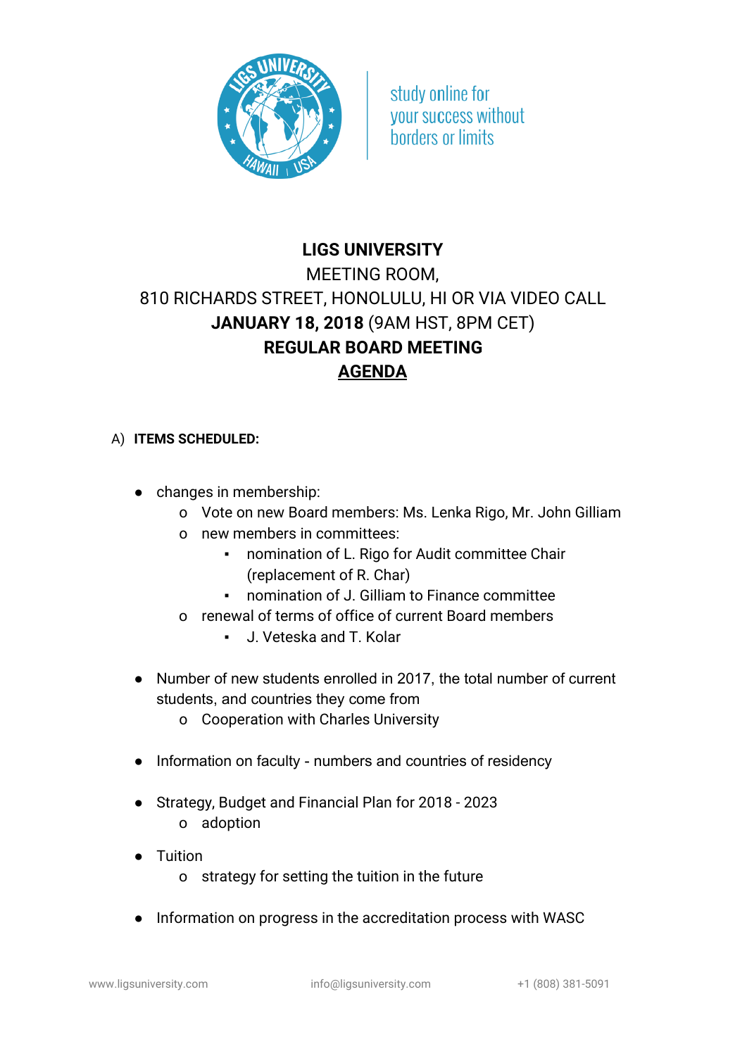study online for your success without borders or limits

# LIGS UNIVERSITY

MEETING ROOM,

810 RICHARDS STREET, HONOLULU, HI OR VIA VIDEO CALL

**JANUARY 18, 2018** (9AM HST, 8PM CET)

**REGULAR BOARD MEETING**

**<u>AGENDA</u>**

A) **ITEMS SCHEDULED:**

- changes in membership:
  - Vote on new Board members: Ms. Lenka Rigo, Mr. John Gilliam
  - new members in committees:
    - nomination of L. Rigo for Audit committee Chair (replacement of R. Char)
    - nomination of J. Gilliam to Finance committee
  - renewal of terms of office of current Board members
    - J. Veteska and T. Kolar

- Number of new students enrolled in 2017, the total number of current students, and countries they come from
  - Cooperation with Charles University

- Information on faculty - numbers and countries of residency

- Strategy, Budget and Financial Plan for 2018 - 2023
  - adoption

- Tuition
  - strategy for setting the tuition in the future

- Information on progress in the accreditation process with WASC

www.ligsuniversity.com info@ligsuniversity.com +1 (808) 381-5091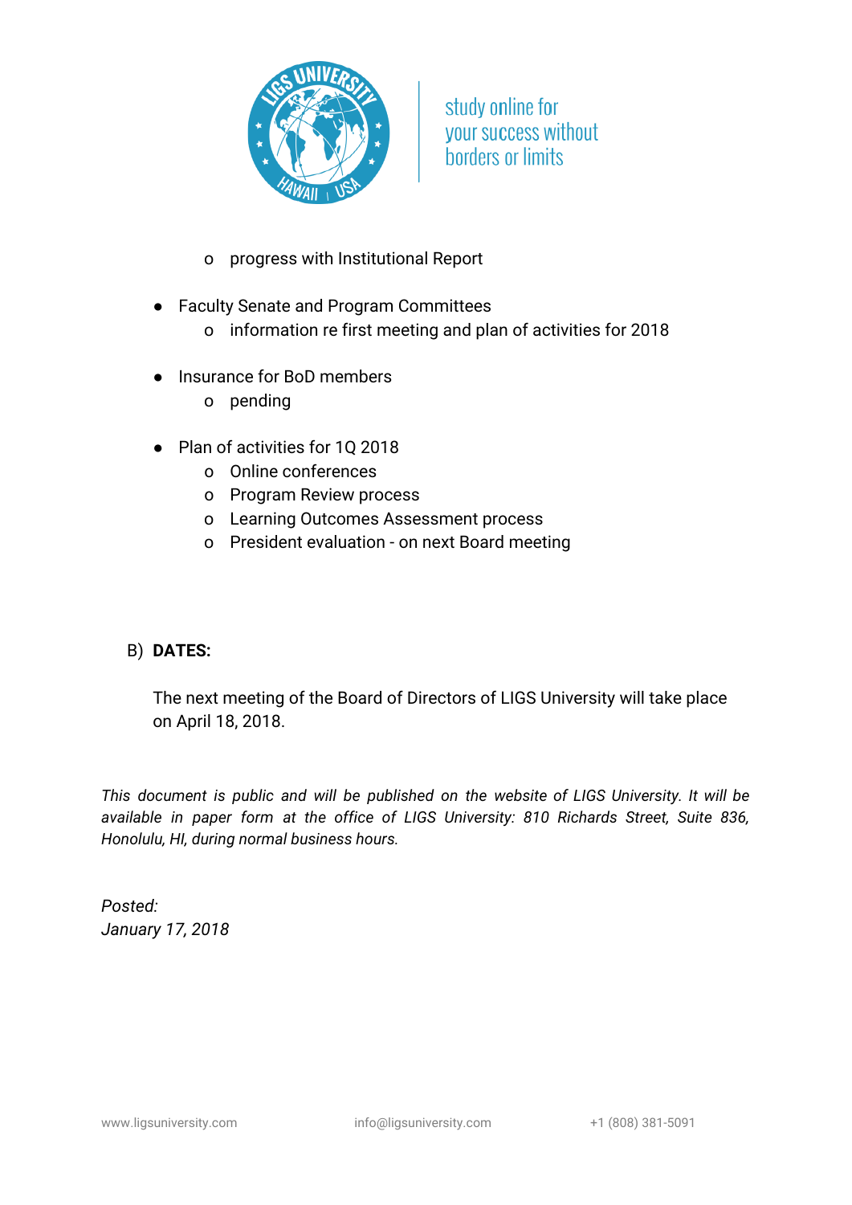- progress with Institutional Report

- Faculty Senate and Program Committees
  - information re first meeting and plan of activities for 2018

- Insurance for BoD members
  - pending

- Plan of activities for 1Q 2018
  - Online conferences
  - Program Review process
  - Learning Outcomes Assessment process
  - President evaluation - on next Board meeting

B) **DATES:**

The next meeting of the Board of Directors of LIGS University will take place on April 18, 2018.

*This document is public and will be published on the website of LIGS University. It will be available in paper form at the office of LIGS University: 810 Richards Street, Suite 836, Honolulu, HI, during normal business hours.*

*Posted:*
*January 17, 2018*